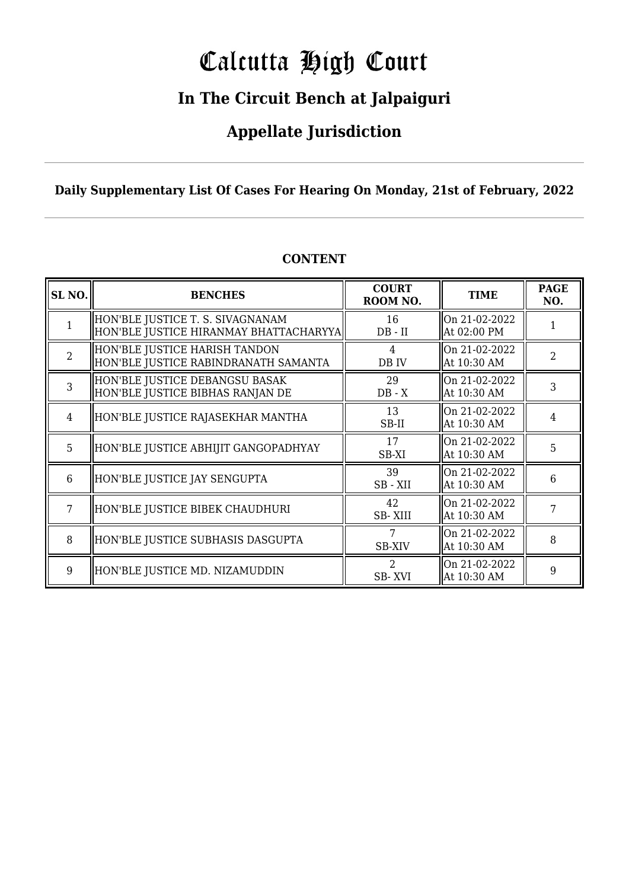# Calcutta High Court

## In The Circuit Bench at Jalpaiguri

## Appellate Jurisdiction

**Daily Supplementary List Of Cases For Hearing On Monday, 21st of February, 2022**

### CONTENT

| SL NO. | BENCHES | COURT ROOM NO. | TIME | PAGE NO. |
|---|---|---|---|---|
| 1 | HON'BLE JUSTICE T. S. SIVAGNANAM<br>HON'BLE JUSTICE HIRANMAY BHATTACHARYYA | 16<br>DB - II | On 21-02-2022<br>At 02:00 PM | 1 |
| 2 | HON'BLE JUSTICE HARISH TANDON<br>HON'BLE JUSTICE RABINDRANATH SAMANTA | 4<br>DB IV | On 21-02-2022<br>At 10:30 AM | 2 |
| 3 | HON'BLE JUSTICE DEBANGSU BASAK<br>HON'BLE JUSTICE BIBHAS RANJAN DE | 29<br>DB - X | On 21-02-2022<br>At 10:30 AM | 3 |
| 4 | HON'BLE JUSTICE RAJASEKHAR MANTHA | 13<br>SB-II | On 21-02-2022<br>At 10:30 AM | 4 |
| 5 | HON'BLE JUSTICE ABHIJIT GANGOPADHYAY | 17<br>SB-XI | On 21-02-2022<br>At 10:30 AM | 5 |
| 6 | HON'BLE JUSTICE JAY SENGUPTA | 39<br>SB - XII | On 21-02-2022<br>At 10:30 AM | 6 |
| 7 | HON'BLE JUSTICE BIBEK CHAUDHURI | 42<br>SB- XIII | On 21-02-2022<br>At 10:30 AM | 7 |
| 8 | HON'BLE JUSTICE SUBHASIS DASGUPTA | 7<br>SB-XIV | On 21-02-2022<br>At 10:30 AM | 8 |
| 9 | HON'BLE JUSTICE MD. NIZAMUDDIN | 2<br>SB- XVI | On 21-02-2022<br>At 10:30 AM | 9 |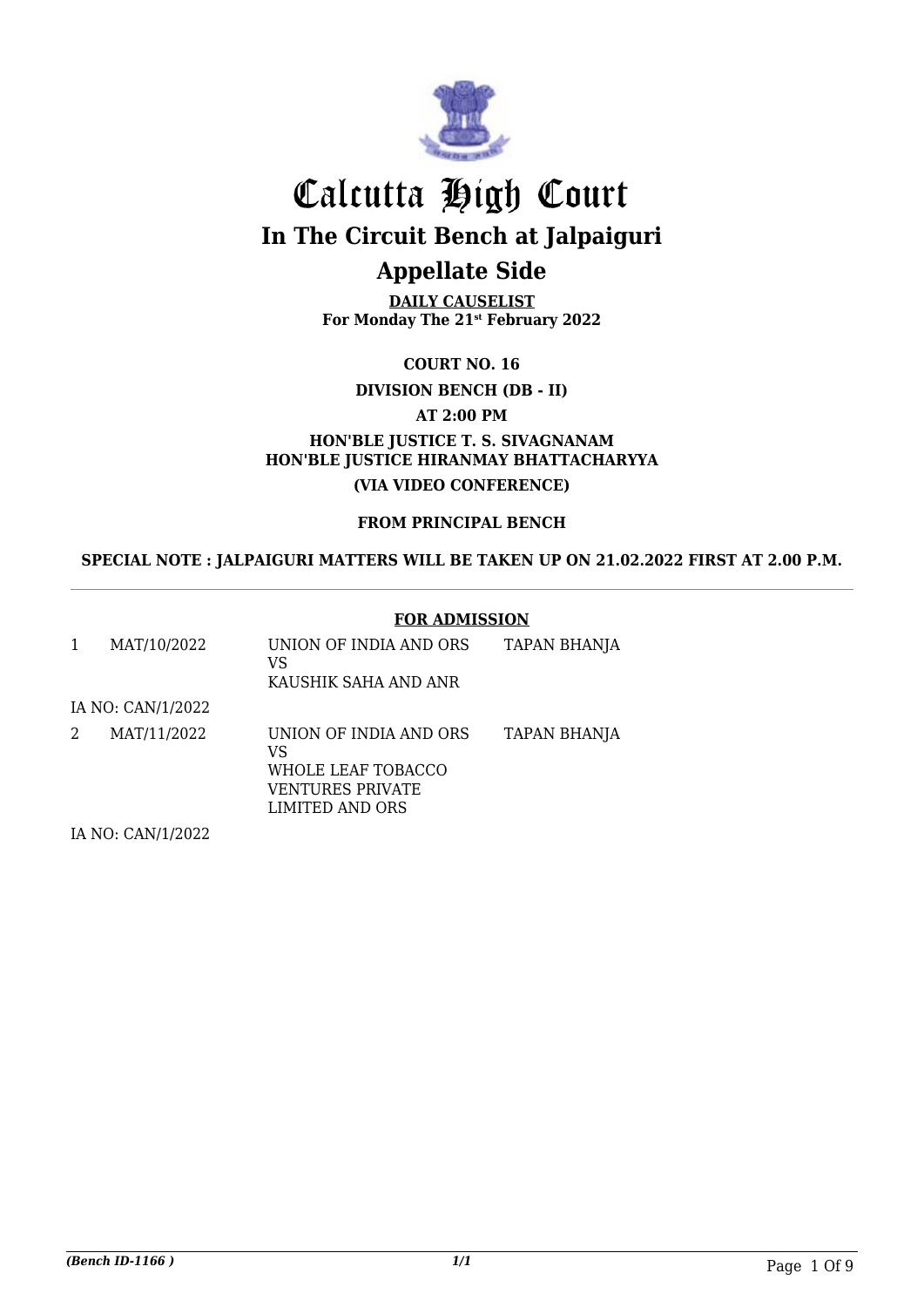# Calcutta High Court

## In The Circuit Bench at Jalpaiguri

## Appellate Side

**DAILY CAUSELIST**
**For Monday The 21st February 2022**

**COURT NO. 16**

**DIVISION BENCH (DB - II)**

**AT 2:00 PM**

**HON'BLE JUSTICE T. S. SIVAGNANAM**
**HON'BLE JUSTICE HIRANMAY BHATTACHARYYA**

**(VIA VIDEO CONFERENCE)**

**FROM PRINCIPAL BENCH**

**SPECIAL NOTE : JALPAIGURI MATTERS WILL BE TAKEN UP ON 21.02.2022 FIRST AT 2.00 P.M.**

---

**FOR ADMISSION**

| | | | |
|---|---|---|---|
| 1 | MAT/10/2022 | UNION OF INDIA AND ORS<br>VS<br>KAUSHIK SAHA AND ANR | TAPAN BHANJA |
| IA NO: CAN/1/2022 | | | |
| 2 | MAT/11/2022 | UNION OF INDIA AND ORS<br>VS<br>WHOLE LEAF TOBACCO VENTURES PRIVATE LIMITED AND ORS | TAPAN BHANJA |
| IA NO: CAN/1/2022 | | | |

*(Bench ID-1166 )* *1/1*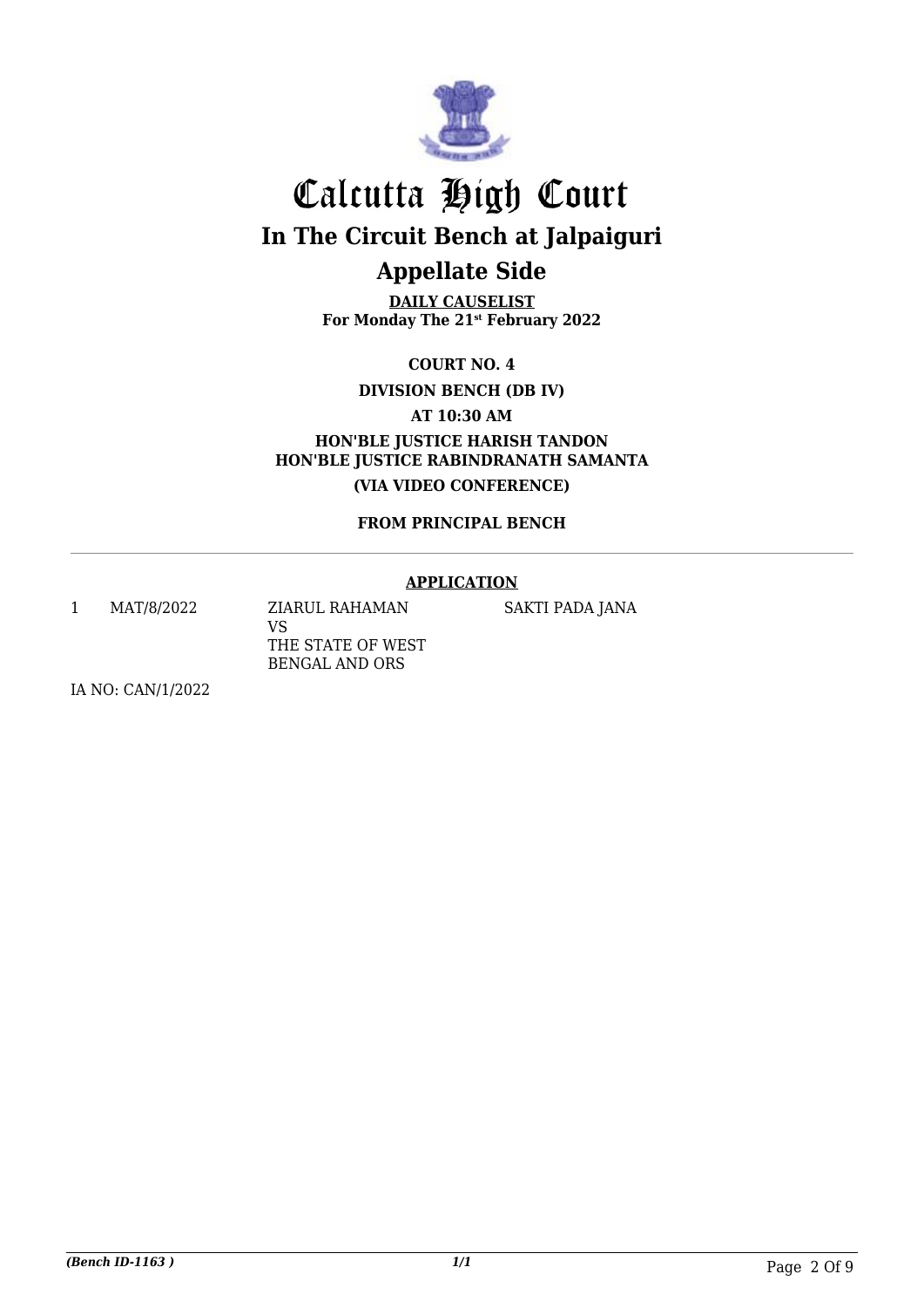# Calcutta High Court

## In The Circuit Bench at Jalpaiguri

## Appellate Side

**DAILY CAUSELIST**
**For Monday The 21st February 2022**

**COURT NO. 4**

**DIVISION BENCH (DB IV)**

**AT 10:30 AM**

**HON'BLE JUSTICE HARISH TANDON**
**HON'BLE JUSTICE RABINDRANATH SAMANTA**

**(VIA VIDEO CONFERENCE)**

**FROM PRINCIPAL BENCH**

---

**APPLICATION**

| | | | |
|---|---|---|---|
| 1 | MAT/8/2022 | ZIARUL RAHAMAN VS THE STATE OF WEST BENGAL AND ORS | SAKTI PADA JANA |

IA NO: CAN/1/2022

*(Bench ID-1163 )* *1/1*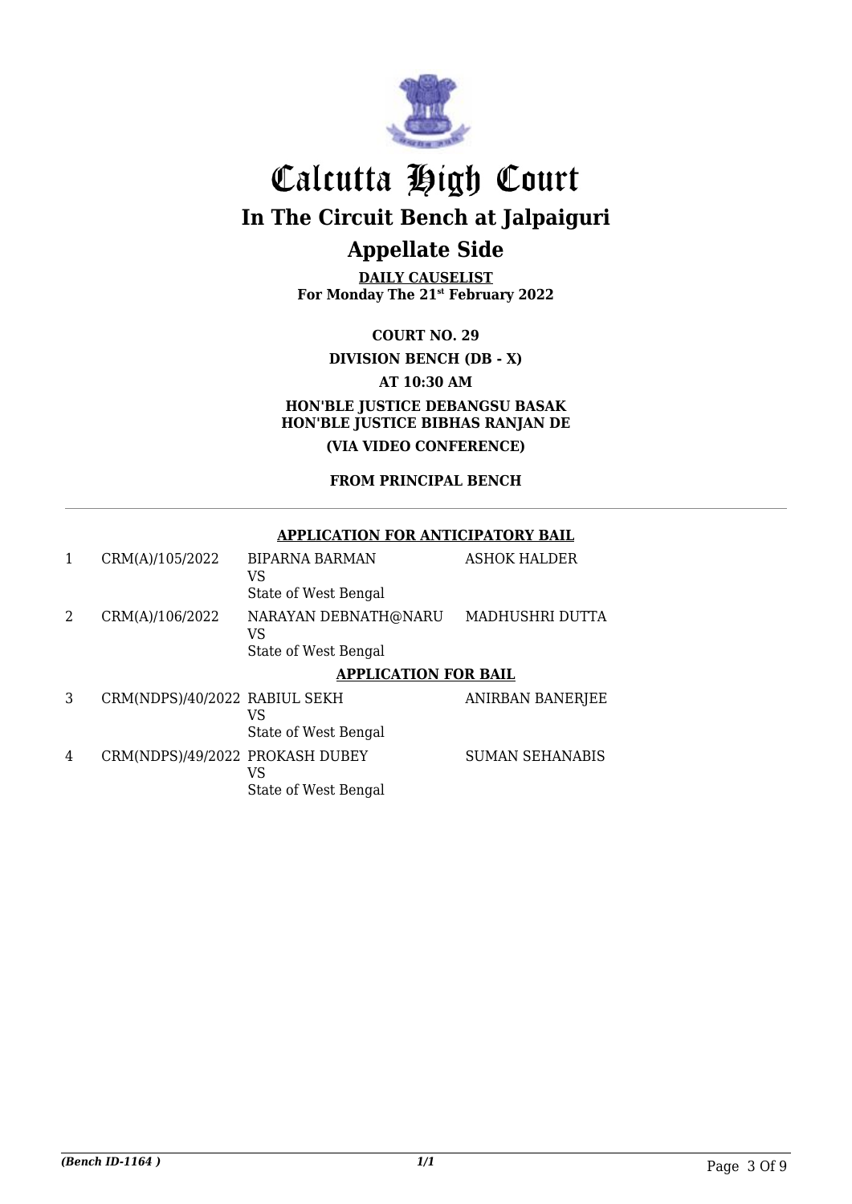# Calcutta High Court

## In The Circuit Bench at Jalpaiguri

## Appellate Side

**DAILY CAUSELIST**
**For Monday The 21st February 2022**

**COURT NO. 29**

**DIVISION BENCH (DB - X)**

**AT 10:30 AM**

**HON'BLE JUSTICE DEBANGSU BASAK**
**HON'BLE JUSTICE BIBHAS RANJAN DE**

**(VIA VIDEO CONFERENCE)**

**FROM PRINCIPAL BENCH**

---

**APPLICATION FOR ANTICIPATORY BAIL**

| | | | |
|---|---|---|---|
| 1 | CRM(A)/105/2022 | BIPARNA BARMAN<br>VS<br>State of West Bengal | ASHOK HALDER |
| 2 | CRM(A)/106/2022 | NARAYAN DEBNATH@NARU<br>VS<br>State of West Bengal | MADHUSHRI DUTTA |

**APPLICATION FOR BAIL**

| | | | |
|---|---|---|---|
| 3 | CRM(NDPS)/40/2022 | RABIUL SEKH<br>VS<br>State of West Bengal | ANIRBAN BANERJEE |
| 4 | CRM(NDPS)/49/2022 | PROKASH DUBEY<br>VS<br>State of West Bengal | SUMAN SEHANABIS |

*(Bench ID-1164 )*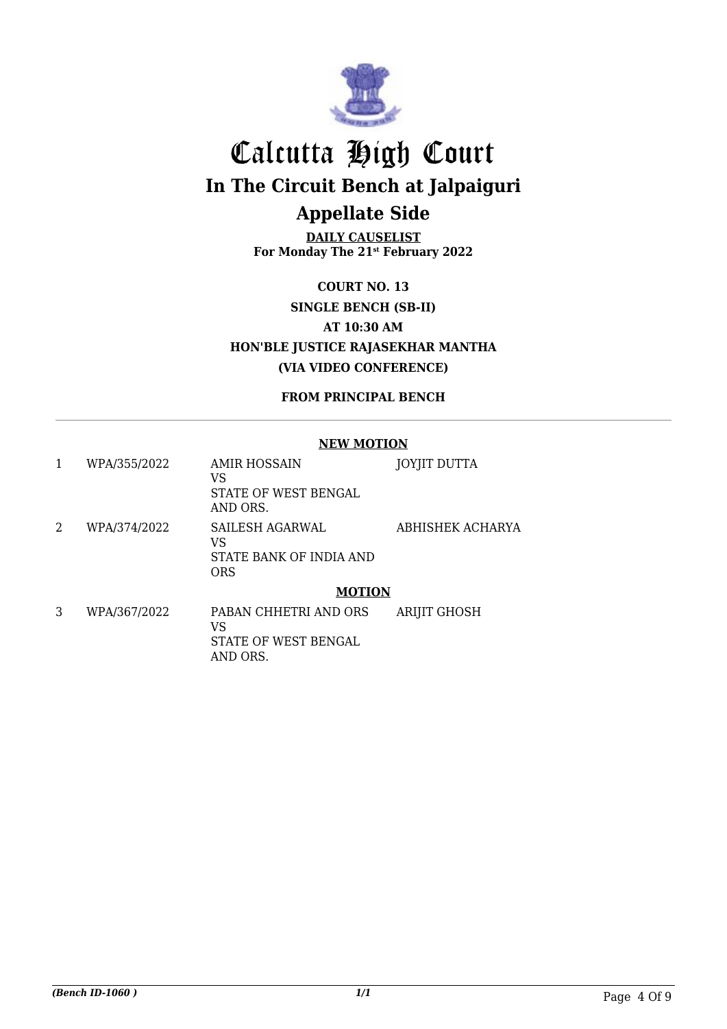# Calcutta High Court

## In The Circuit Bench at Jalpaiguri

## Appellate Side

**DAILY CAUSELIST**
**For Monday The 21st February 2022**

**COURT NO. 13**
**SINGLE BENCH (SB-II)**
**AT 10:30 AM**
**HON'BLE JUSTICE RAJASEKHAR MANTHA**
**(VIA VIDEO CONFERENCE)**

**FROM PRINCIPAL BENCH**

---

**NEW MOTION**

| | | | |
|---|---|---|---|
| 1 | WPA/355/2022 | AMIR HOSSAIN<br>VS<br>STATE OF WEST BENGAL AND ORS. | JOYJIT DUTTA |
| 2 | WPA/374/2022 | SAILESH AGARWAL<br>VS<br>STATE BANK OF INDIA AND ORS | ABHISHEK ACHARYA |

**MOTION**

| | | | |
|---|---|---|---|
| 3 | WPA/367/2022 | PABAN CHHETRI AND ORS<br>VS<br>STATE OF WEST BENGAL AND ORS. | ARIJIT GHOSH |

*(Bench ID-1060 )* *1/1*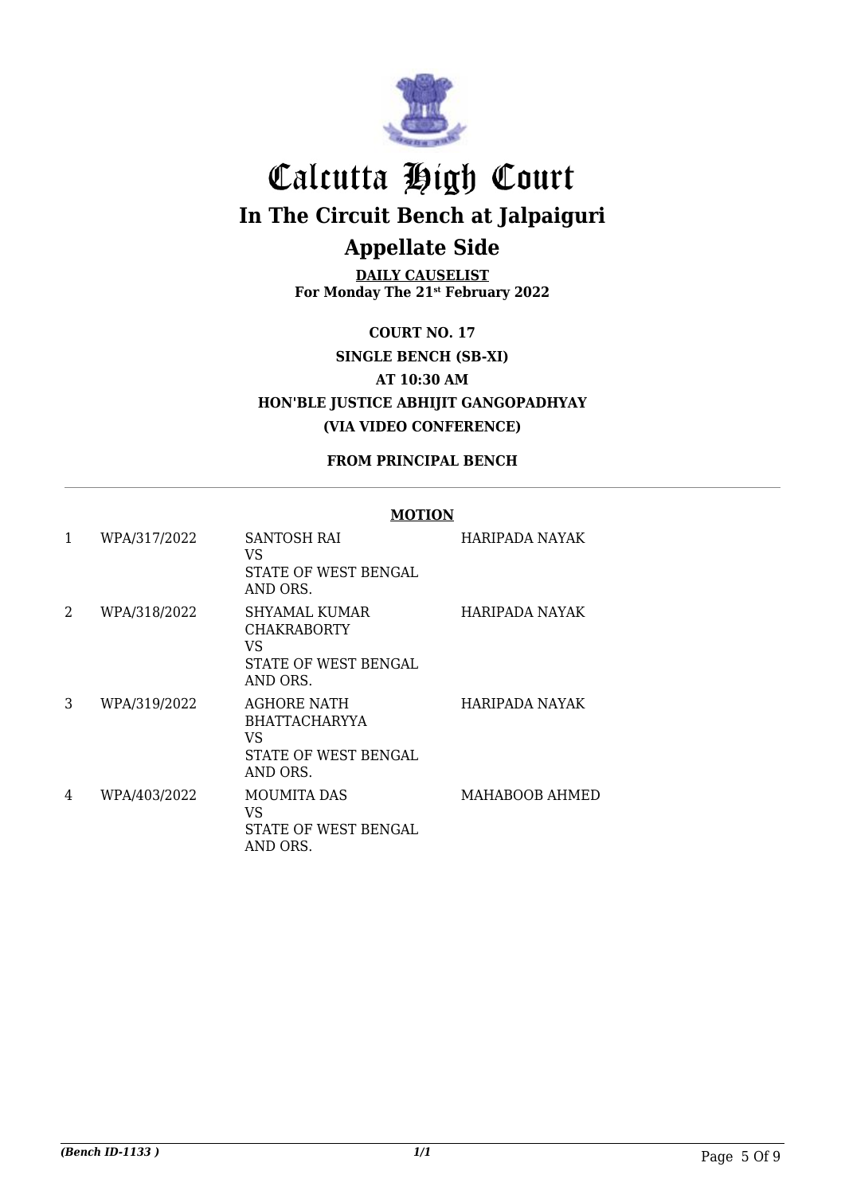# Calcutta High Court

## In The Circuit Bench at Jalpaiguri

## Appellate Side

**DAILY CAUSELIST**
**For Monday The 21st February 2022**

**COURT NO. 17**
**SINGLE BENCH (SB-XI)**
**AT 10:30 AM**
**HON'BLE JUSTICE ABHIJIT GANGOPADHYAY**
**(VIA VIDEO CONFERENCE)**

**FROM PRINCIPAL BENCH**

**MOTION**

| | | | |
|---|---|---|---|
| 1 | WPA/317/2022 | SANTOSH RAI<br>VS<br>STATE OF WEST BENGAL AND ORS. | HARIPADA NAYAK |
| 2 | WPA/318/2022 | SHYAMAL KUMAR CHAKRABORTY<br>VS<br>STATE OF WEST BENGAL AND ORS. | HARIPADA NAYAK |
| 3 | WPA/319/2022 | AGHORE NATH BHATTACHARYYA<br>VS<br>STATE OF WEST BENGAL AND ORS. | HARIPADA NAYAK |
| 4 | WPA/403/2022 | MOUMITA DAS<br>VS<br>STATE OF WEST BENGAL AND ORS. | MAHABOOB AHMED |

*(Bench ID-1133 )*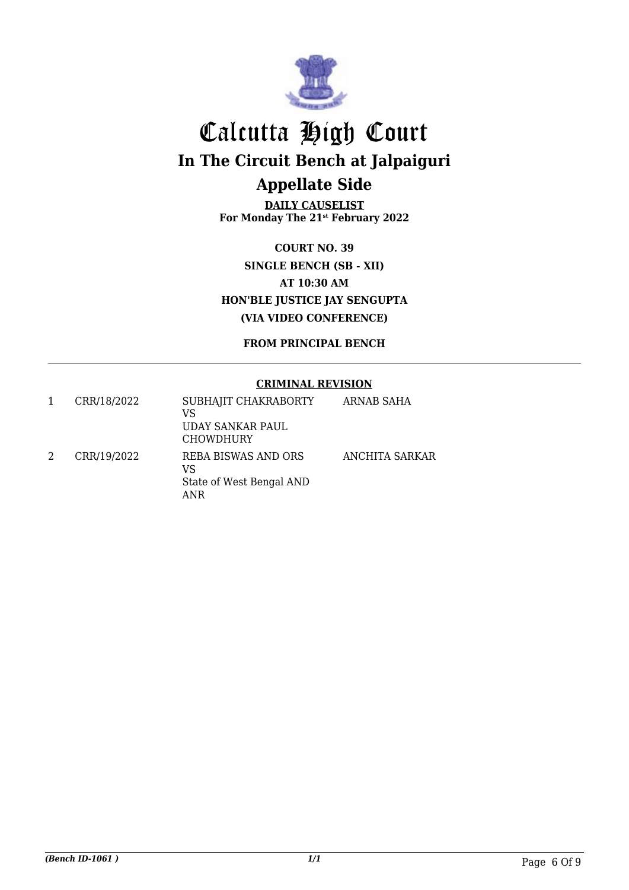# Calcutta High Court

## In The Circuit Bench at Jalpaiguri

## Appellate Side

**DAILY CAUSELIST**
**For Monday The 21st February 2022**

**COURT NO. 39**
**SINGLE BENCH (SB - XII)**
**AT 10:30 AM**
**HON'BLE JUSTICE JAY SENGUPTA**
**(VIA VIDEO CONFERENCE)**

**FROM PRINCIPAL BENCH**

**CRIMINAL REVISION**

| | | | |
|---|---|---|---|
| 1 | CRR/18/2022 | SUBHAJIT CHAKRABORTY<br>VS<br>UDAY SANKAR PAUL CHOWDHURY | ARNAB SAHA |
| 2 | CRR/19/2022 | REBA BISWAS AND ORS<br>VS<br>State of West Bengal AND ANR | ANCHITA SARKAR |

*(Bench ID-1061 )*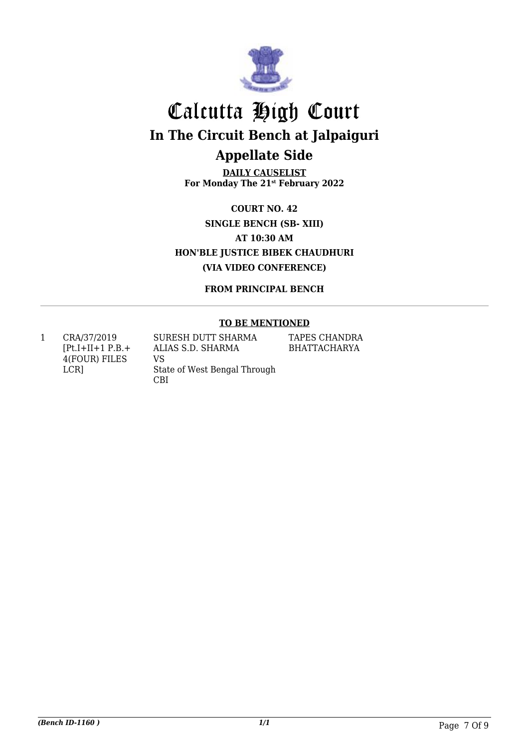# Calcutta High Court

## In The Circuit Bench at Jalpaiguri

## Appellate Side

**DAILY CAUSELIST**
**For Monday The 21st February 2022**

**COURT NO. 42**
**SINGLE BENCH (SB- XIII)**
**AT 10:30 AM**
**HON'BLE JUSTICE BIBEK CHAUDHURI**
**(VIA VIDEO CONFERENCE)**

**FROM PRINCIPAL BENCH**

**TO BE MENTIONED**

| | | | |
|---|---|---|---|
| 1 | CRA/37/2019 [Pt.I+II+1 P.B.+ 4(FOUR) FILES LCR] | SURESH DUTT SHARMA ALIAS S.D. SHARMA VS State of West Bengal Through CBI | TAPES CHANDRA BHATTACHARYA |

*(Bench ID-1160 )*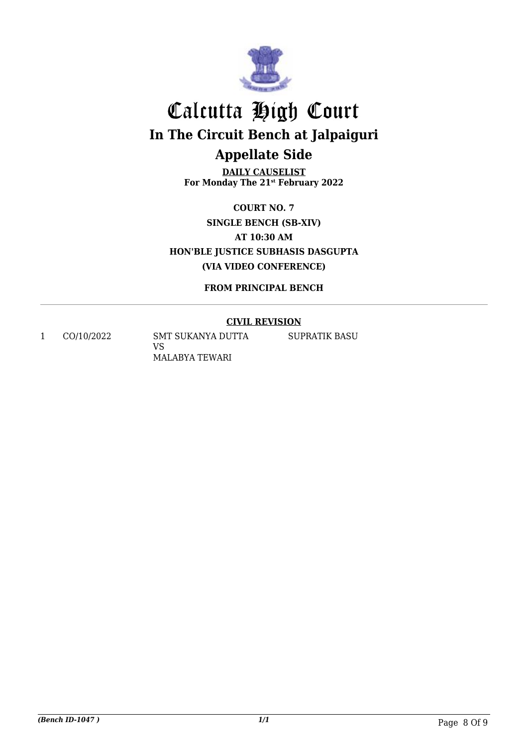# Calcutta High Court

## In The Circuit Bench at Jalpaiguri

## Appellate Side

**DAILY CAUSELIST**
**For Monday The 21st February 2022**

**COURT NO. 7**

**SINGLE BENCH (SB-XIV)**

**AT 10:30 AM**

**HON'BLE JUSTICE SUBHASIS DASGUPTA**

**(VIA VIDEO CONFERENCE)**

**FROM PRINCIPAL BENCH**

**CIVIL REVISION**

| | | | |
|---|---|---|---|
| 1 | CO/10/2022 | SMT SUKANYA DUTTA<br>VS<br>MALABYA TEWARI | SUPRATIK BASU |

*(Bench ID-1047 )*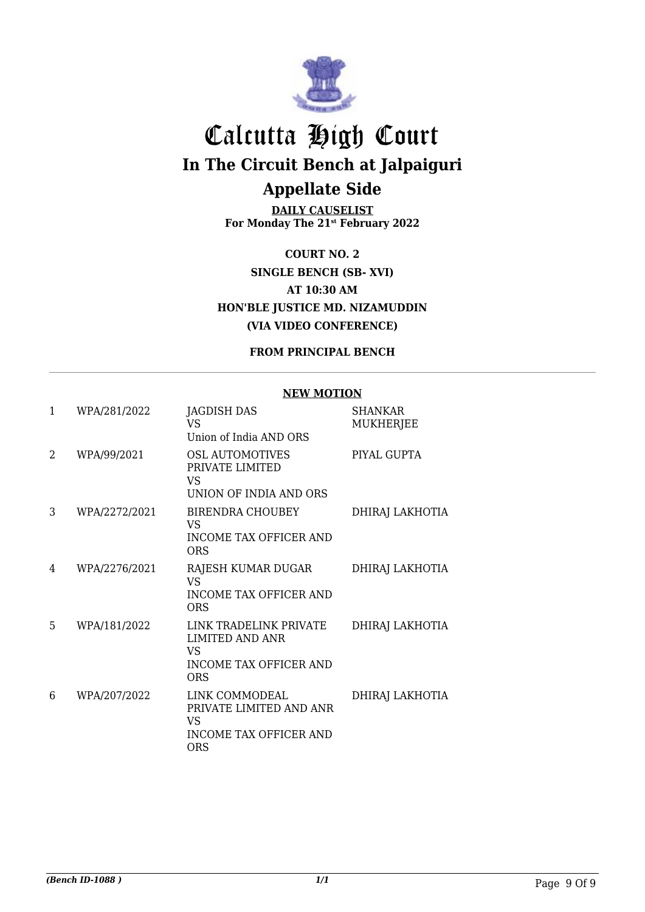# Calcutta High Court

## In The Circuit Bench at Jalpaiguri

## Appellate Side

**DAILY CAUSELIST**
**For Monday The 21st February 2022**

**COURT NO. 2**
**SINGLE BENCH (SB- XVI)**
**AT 10:30 AM**
**HON'BLE JUSTICE MD. NIZAMUDDIN**
**(VIA VIDEO CONFERENCE)**

**FROM PRINCIPAL BENCH**

**NEW MOTION**

| | | | |
|---|---|---|---|
| 1 | WPA/281/2022 | JAGDISH DAS<br>VS<br>Union of India AND ORS | SHANKAR MUKHERJEE |
| 2 | WPA/99/2021 | OSL AUTOMOTIVES PRIVATE LIMITED<br>VS<br>UNION OF INDIA AND ORS | PIYAL GUPTA |
| 3 | WPA/2272/2021 | BIRENDRA CHOUBEY<br>VS<br>INCOME TAX OFFICER AND ORS | DHIRAJ LAKHOTIA |
| 4 | WPA/2276/2021 | RAJESH KUMAR DUGAR<br>VS<br>INCOME TAX OFFICER AND ORS | DHIRAJ LAKHOTIA |
| 5 | WPA/181/2022 | LINK TRADELINK PRIVATE LIMITED AND ANR<br>VS<br>INCOME TAX OFFICER AND ORS | DHIRAJ LAKHOTIA |
| 6 | WPA/207/2022 | LINK COMMODEAL PRIVATE LIMITED AND ANR<br>VS<br>INCOME TAX OFFICER AND ORS | DHIRAJ LAKHOTIA |

*(Bench ID-1088 )* *1/1*